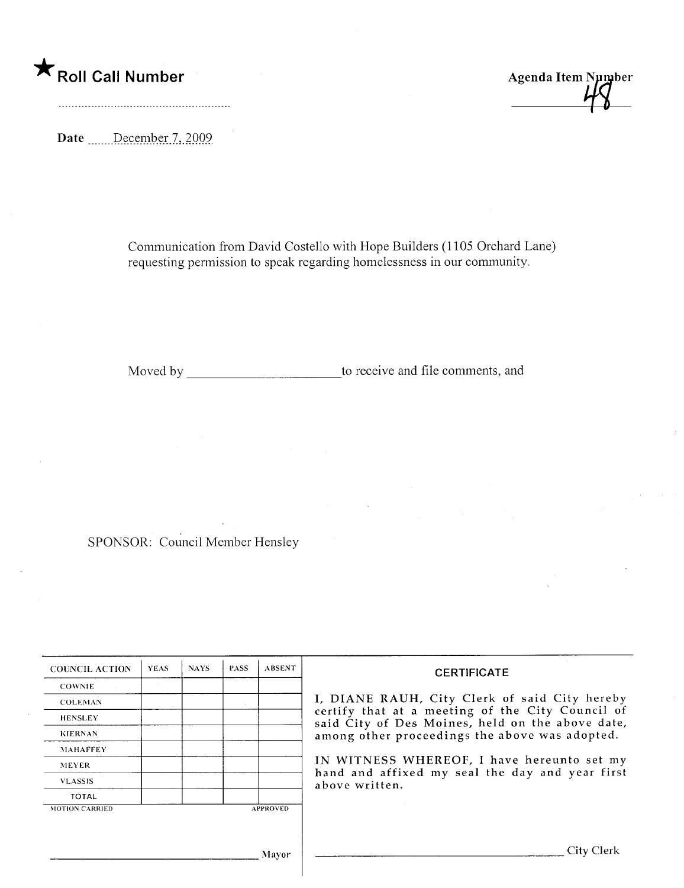★ **Roll Call Number**

**Agenda Item Number**
48

**Date** December 7, 2009

Communication from David Costello with Hope Builders (1105 Orchard Lane) requesting permission to speak regarding homelessness in our community.

Moved by ______________________ to receive and file comments, and

SPONSOR: Council Member Hensley

| COUNCIL ACTION | YEAS | NAYS | PASS | ABSENT |
|---|---|---|---|---|
| COWNIE | | | | |
| COLEMAN | | | | |
| HENSLEY | | | | |
| KIERNAN | | | | |
| MAHAFFEY | | | | |
| MEYER | | | | |
| VLASSIS | | | | |
| TOTAL | | | | |
| MOTION CARRIED | | | | APPROVED |

______________________________ Mayor

**CERTIFICATE**

I, DIANE RAUH, City Clerk of said City hereby certify that at a meeting of the City Council of said City of Des Moines, held on the above date, among other proceedings the above was adopted.

IN WITNESS WHEREOF, I have hereunto set my hand and affixed my seal the day and year first above written.

______________________________ City Clerk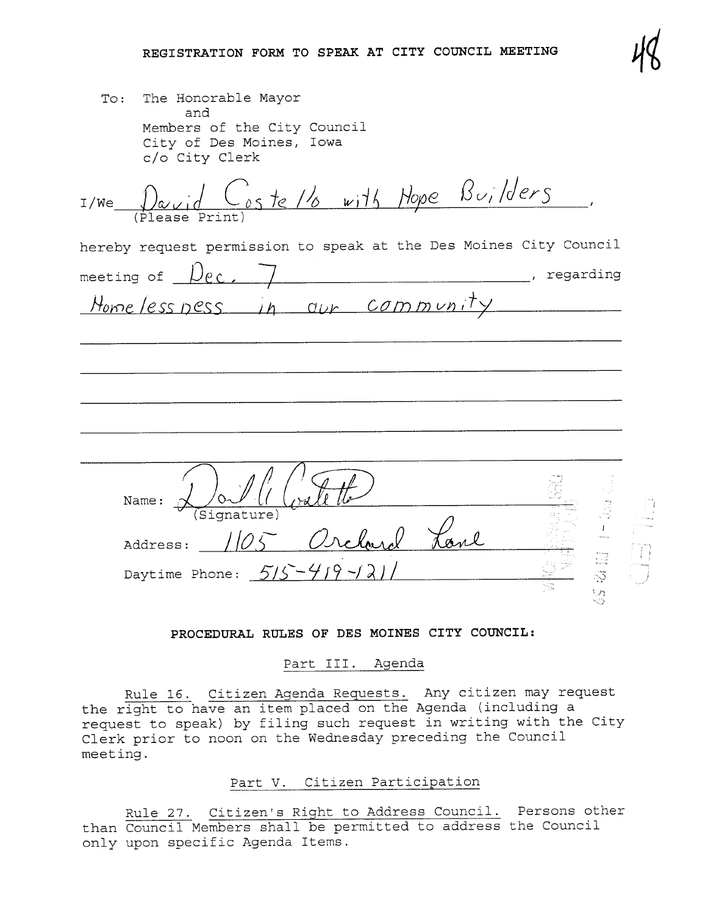48

**REGISTRATION FORM TO SPEAK AT CITY COUNCIL MEETING**

To: The Honorable Mayor
and
Members of the City Council
City of Des Moines, Iowa
c/o City Clerk

I/We David Costello with Hope Builders,
(Please Print)

hereby request permission to speak at the Des Moines City Council meeting of Dec. 7, regarding Homelessness in our community

Name: David Costello
(Signature)

Address: 1105 Orchard Lane

Daytime Phone: 515-419-1211

**PROCEDURAL RULES OF DES MOINES CITY COUNCIL:**

Part III. Agenda

Rule 16. Citizen Agenda Requests. Any citizen may request the right to have an item placed on the Agenda (including a request to speak) by filing such request in writing with the City Clerk prior to noon on the Wednesday preceding the Council meeting.

Part V. Citizen Participation

Rule 27. Citizen's Right to Address Council. Persons other than Council Members shall be permitted to address the Council only upon specific Agenda Items.